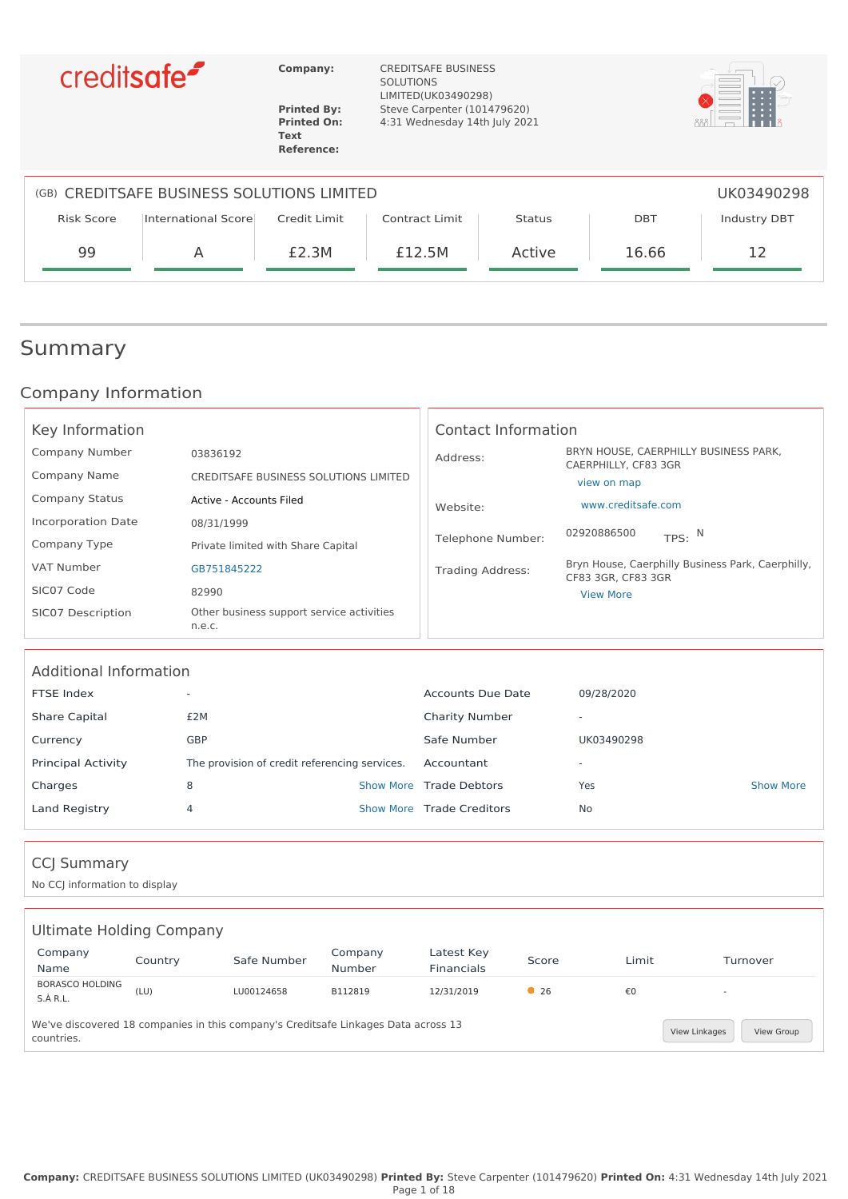creditsafe

| | |
|---|---|
| **Company:** | CREDITSAFE BUSINESS SOLUTIONS LIMITED(UK03490298) |
| **Printed By:** | Steve Carpenter (101479620) |
| **Printed On:** | 4:31 Wednesday 14th July 2021 |
| **Text Reference:** | |

(GB) CREDITSAFE BUSINESS SOLUTIONS LIMITED — UK03490298

| Risk Score | International Score | Credit Limit | Contract Limit | Status | DBT | Industry DBT |
|---|---|---|---|---|---|---|
| 99 | A | £2.3M | £12.5M | Active | 16.66 | 12 |

# Summary

## Company Information

### Key Information

| | |
|---|---|
| Company Number | 03836192 |
| Company Name | CREDITSAFE BUSINESS SOLUTIONS LIMITED |
| Company Status | Active - Accounts Filed |
| Incorporation Date | 08/31/1999 |
| Company Type | Private limited with Share Capital |
| VAT Number | GB751845222 |
| SIC07 Code | 82990 |
| SIC07 Description | Other business support service activities n.e.c. |

### Contact Information

| | |
|---|---|
| Address: | BRYN HOUSE, CAERPHILLY BUSINESS PARK, CAERPHILLY, CF83 3GR view on map |
| Website: | www.creditsafe.com |
| Telephone Number: | 02920886500 TPS: N |
| Trading Address: | Bryn House, Caerphilly Business Park, Caerphilly, CF83 3GR, CF83 3GR View More |

### Additional Information

| | | | | | |
|---|---|---|---|---|---|
| FTSE Index | - | | Accounts Due Date | 09/28/2020 | |
| Share Capital | £2M | | Charity Number | - | |
| Currency | GBP | | Safe Number | UK03490298 | |
| Principal Activity | The provision of credit referencing services. | | Accountant | - | |
| Charges | 8 | Show More | Trade Debtors | Yes | Show More |
| Land Registry | 4 | Show More | Trade Creditors | No | |

### CCJ Summary

No CCJ information to display

### Ultimate Holding Company

| Company Name | Country | Safe Number | Company Number | Latest Key Financials | Score | Limit | Turnover |
|---|---|---|---|---|---|---|---|
| BORASCO HOLDING S.À R.L. | (LU) | LU00124658 | B112819 | 12/31/2019 | 26 | €0 | - |

We've discovered 18 companies in this company's Creditsafe Linkages Data across 13 countries.

View Linkages | View Group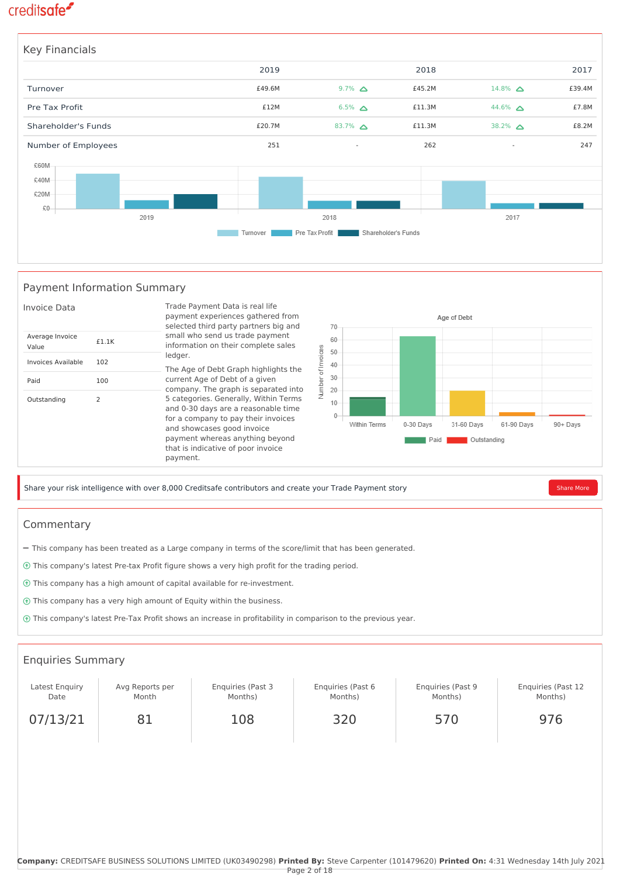## Key Financials

| | 2019 | | 2018 | | 2017 |
|---|---|---|---|---|---|
| Turnover | £49.6M | 9.7% | £45.2M | 14.8% | £39.4M |
| Pre Tax Profit | £12M | 6.5% | £11.3M | 44.6% | £7.8M |
| Shareholder's Funds | £20.7M | 83.7% | £11.3M | 38.2% | £8.2M |
| Number of Employees | 251 | - | 262 | - | 247 |

## Payment Information Summary

### Invoice Data

| | |
|---|---|
| Average Invoice Value | £1.1K |
| Invoices Available | 102 |
| Paid | 100 |
| Outstanding | 2 |

Trade Payment Data is real life payment experiences gathered from selected third party partners big and small who send us trade payment information on their complete sales ledger.

The Age of Debt Graph highlights the current Age of Debt of a given company. The graph is separated into 5 categories. Generally, Within Terms and 0-30 days are a reasonable time for a company to pay their invoices and showcases good invoice payment whereas anything beyond that is indicative of poor invoice payment.

Share your risk intelligence with over 8,000 Creditsafe contributors and create your Trade Payment story

Share More

## Commentary

- This company has been treated as a Large company in terms of the score/limit that has been generated.
- This company's latest Pre-tax Profit figure shows a very high profit for the trading period.
- This company has a high amount of capital available for re-investment.
- This company has a very high amount of Equity within the business.
- This company's latest Pre-Tax Profit shows an increase in profitability in comparison to the previous year.

## Enquiries Summary

| Latest Enquiry Date | Avg Reports per Month | Enquiries (Past 3 Months) | Enquiries (Past 6 Months) | Enquiries (Past 9 Months) | Enquiries (Past 12 Months) |
|---|---|---|---|---|---|
| 07/13/21 | 81 | 108 | 320 | 570 | 976 |

**Company:** CREDITSAFE BUSINESS SOLUTIONS LIMITED (UK03490298) **Printed By:** Steve Carpenter (101479620) **Printed On:** 4:31 Wednesday 14th July 2021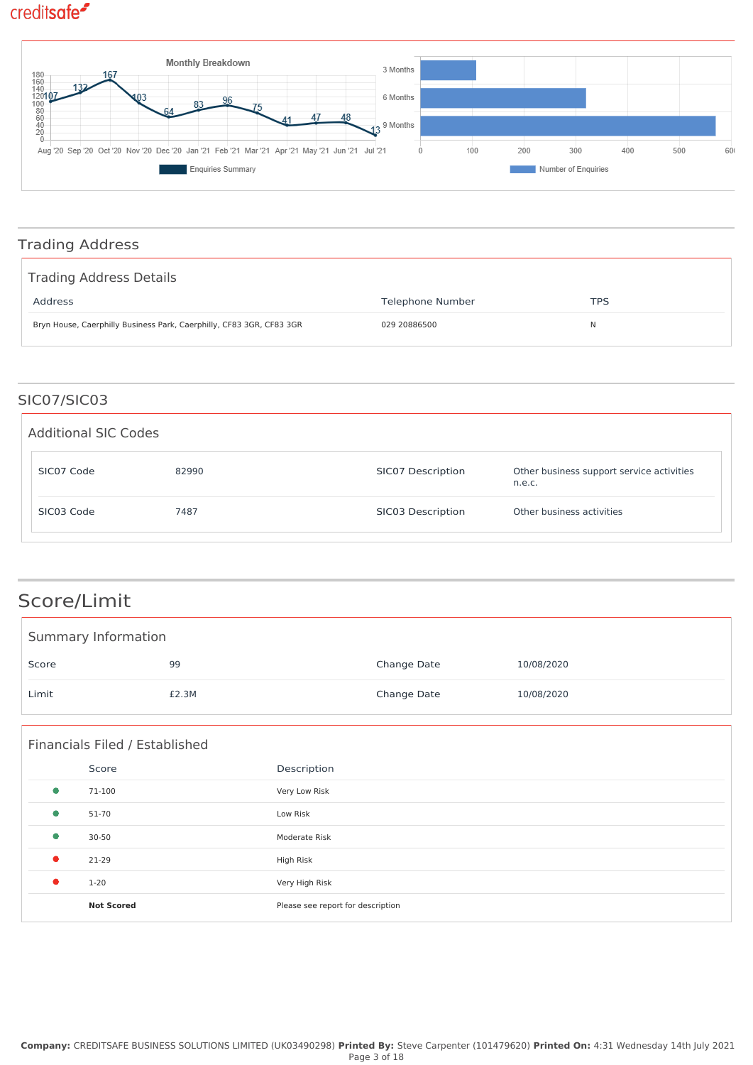Monthly Breakdown

| Month | Aug '20 | Sep '20 | Oct '20 | Nov '20 | Dec '20 | Jan '21 | Feb '21 | Mar '21 | Apr '21 | May '21 | Jun '21 | Jul '21 |
|---|---|---|---|---|---|---|---|---|---|---|---|---|
| Enquiries Summary | 107 | 132 | 167 | 103 | 64 | 83 | 96 | 75 | 41 | 47 | 48 | 13 |

Number of Enquiries: 3 Months, 6 Months, 9 Months

## Trading Address

### Trading Address Details

| Address | Telephone Number | TPS |
|---|---|---|
| Bryn House, Caerphilly Business Park, Caerphilly, CF83 3GR, CF83 3GR | 029 20886500 | N |

## SIC07/SIC03

### Additional SIC Codes

| | | | |
|---|---|---|---|
| SIC07 Code | 82990 | SIC07 Description | Other business support service activities n.e.c. |
| SIC03 Code | 7487 | SIC03 Description | Other business activities |

# Score/Limit

### Summary Information

| | | | |
|---|---|---|---|
| Score | 99 | Change Date | 10/08/2020 |
| Limit | £2.3M | Change Date | 10/08/2020 |

### Financials Filed / Established

| Score | Description |
|---|---|
| 71-100 | Very Low Risk |
| 51-70 | Low Risk |
| 30-50 | Moderate Risk |
| 21-29 | High Risk |
| 1-20 | Very High Risk |
| **Not Scored** | Please see report for description |

**Company:** CREDITSAFE BUSINESS SOLUTIONS LIMITED (UK03490298) **Printed By:** Steve Carpenter (101479620) **Printed On:** 4:31 Wednesday 14th July 2021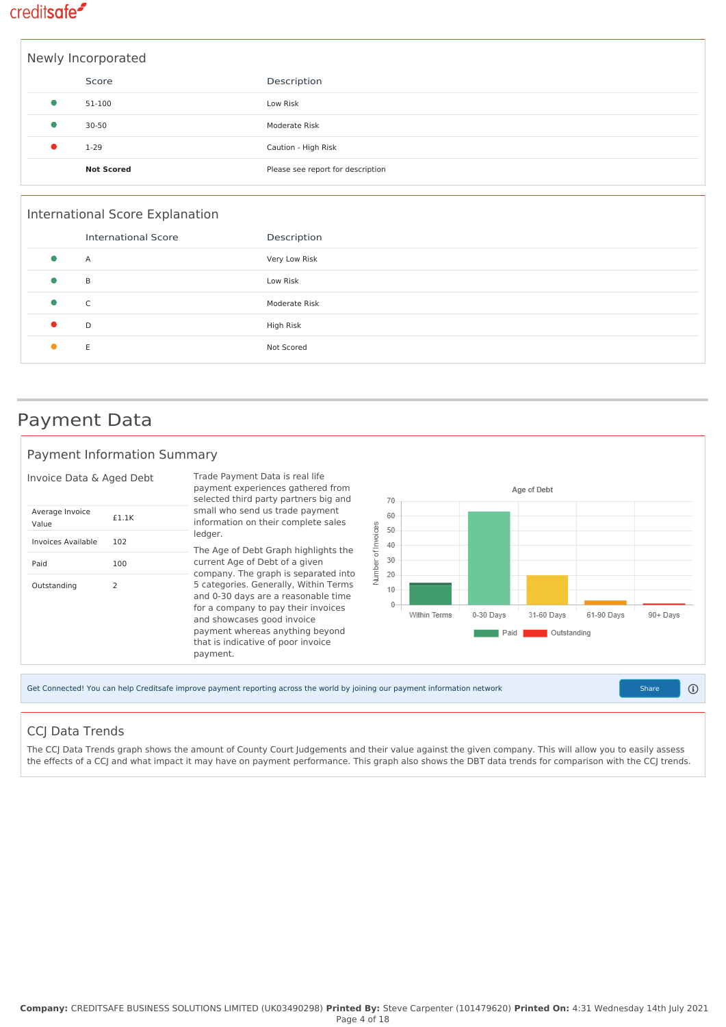## Newly Incorporated

| | Score | Description |
|---|---|---|
| ● | 51-100 | Low Risk |
| ● | 30-50 | Moderate Risk |
| ● | 1-29 | Caution - High Risk |
| | **Not Scored** | Please see report for description |

## International Score Explanation

| | International Score | Description |
|---|---|---|
| ● | A | Very Low Risk |
| ● | B | Low Risk |
| ● | C | Moderate Risk |
| ● | D | High Risk |
| ● | E | Not Scored |

# Payment Data

## Payment Information Summary

### Invoice Data & Aged Debt

| | |
|---|---|
| Average Invoice Value | £1.1K |
| Invoices Available | 102 |
| Paid | 100 |
| Outstanding | 2 |

Trade Payment Data is real life payment experiences gathered from selected third party partners big and small who send us trade payment information on their complete sales ledger.

The Age of Debt Graph highlights the current Age of Debt of a given company. The graph is separated into 5 categories. Generally, Within Terms and 0-30 days are a reasonable time for a company to pay their invoices and showcases good invoice payment whereas anything beyond that is indicative of poor invoice payment.

Age of Debt

Number of Invoices: 0, 10, 20, 30, 40, 50, 60, 70

Within Terms, 0-30 Days, 31-60 Days, 61-90 Days, 90+ Days

Paid | Outstanding

Get Connected! You can help Creditsafe improve payment reporting across the world by joining our payment information network

Share

## CCJ Data Trends

The CCJ Data Trends graph shows the amount of County Court Judgements and their value against the given company. This will allow you to easily assess the effects of a CCJ and what impact it may have on payment performance. This graph also shows the DBT data trends for comparison with the CCJ trends.

**Company:** CREDITSAFE BUSINESS SOLUTIONS LIMITED (UK03490298) **Printed By:** Steve Carpenter (101479620) **Printed On:** 4:31 Wednesday 14th July 2021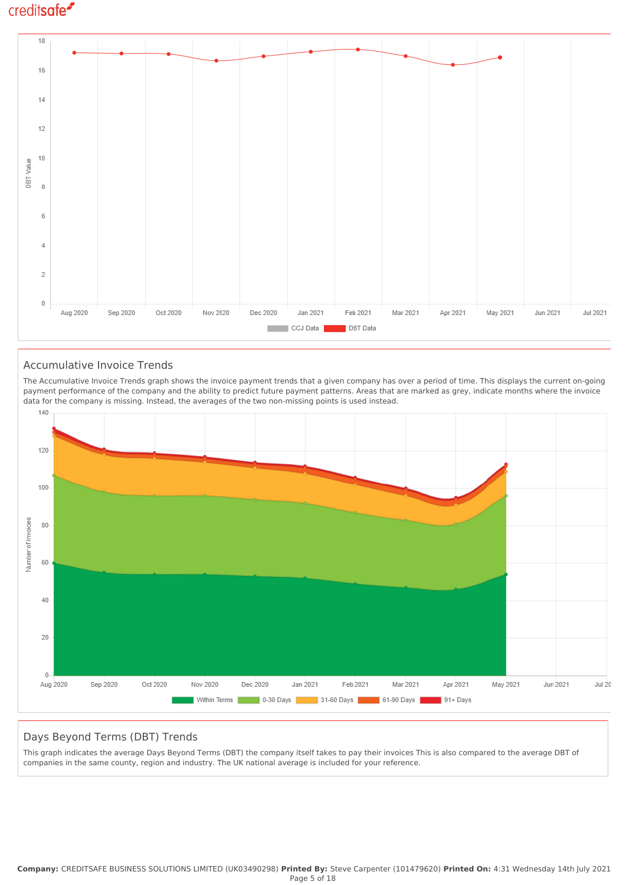## Accumulative Invoice Trends

The Accumulative Invoice Trends graph shows the invoice payment trends that a given company has over a period of time. This displays the current on-going payment performance of the company and the ability to predict future payment patterns. Areas that are marked as grey, indicate months where the invoice data for the company is missing. Instead, the averages of the two non-missing points is used instead.

## Days Beyond Terms (DBT) Trends

This graph indicates the average Days Beyond Terms (DBT) the company itself takes to pay their invoices This is also compared to the average DBT of companies in the same county, region and industry. The UK national average is included for your reference.

**Company:** CREDITSAFE BUSINESS SOLUTIONS LIMITED (UK03490298) **Printed By:** Steve Carpenter (101479620) **Printed On:** 4:31 Wednesday 14th July 2021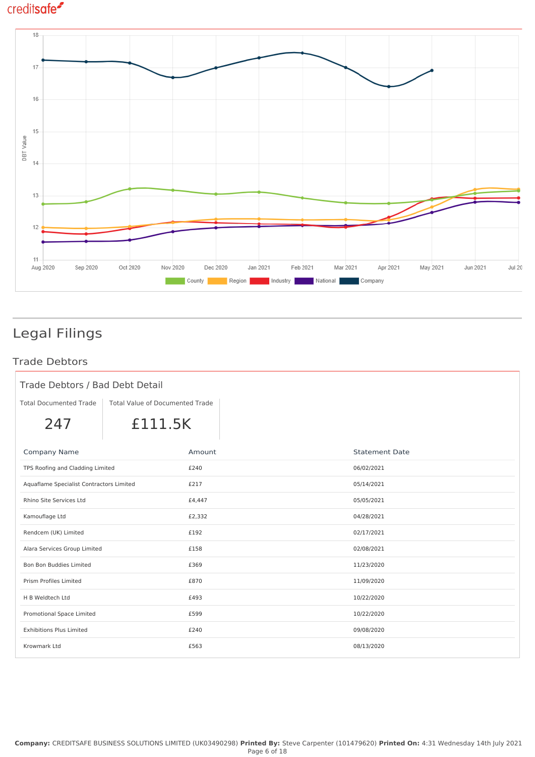DBT Value

| | Aug 2020 | Sep 2020 | Oct 2020 | Nov 2020 | Dec 2020 | Jan 2021 | Feb 2021 | Mar 2021 | Apr 2021 | May 2021 | Jun 2021 | Jul 2021 |
|---|---|---|---|---|---|---|---|---|---|---|---|---|

County | Region | Industry | National | Company

## Legal Filings

### Trade Debtors

#### Trade Debtors / Bad Debt Detail

| Total Documented Trade | Total Value of Documented Trade |
|---|---|
| 247 | £111.5K |

| Company Name | Amount | Statement Date |
|---|---|---|
| TPS Roofing and Cladding Limited | £240 | 06/02/2021 |
| Aquaflame Specialist Contractors Limited | £217 | 05/14/2021 |
| Rhino Site Services Ltd | £4,447 | 05/05/2021 |
| Kamouflage Ltd | £2,332 | 04/28/2021 |
| Rendcem (UK) Limited | £192 | 02/17/2021 |
| Alara Services Group Limited | £158 | 02/08/2021 |
| Bon Bon Buddies Limited | £369 | 11/23/2020 |
| Prism Profiles Limited | £870 | 11/09/2020 |
| H B Weldtech Ltd | £493 | 10/22/2020 |
| Promotional Space Limited | £599 | 10/22/2020 |
| Exhibitions Plus Limited | £240 | 09/08/2020 |
| Krowmark Ltd | £563 | 08/13/2020 |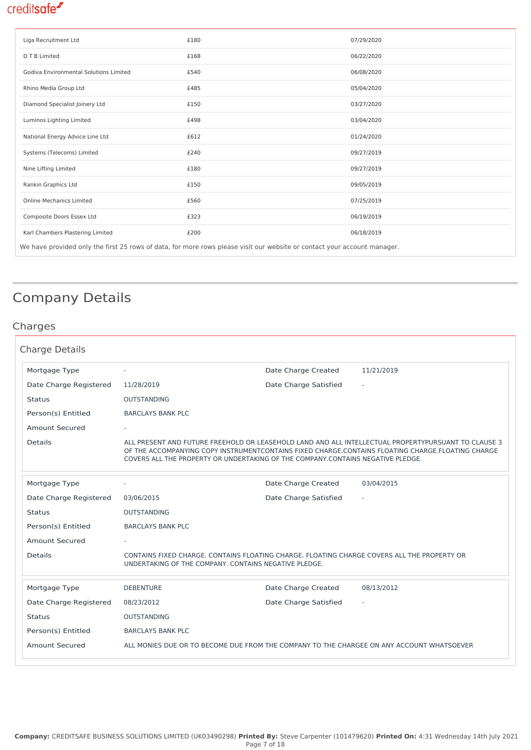| | | |
|---|---|---|
| Liga Recruitment Ltd | £180 | 07/29/2020 |
| D T B Limited | £168 | 06/22/2020 |
| Godiva Environmental Solutions Limited | £540 | 06/08/2020 |
| Rhino Media Group Ltd | £485 | 05/04/2020 |
| Diamond Specialist Joinery Ltd | £150 | 03/27/2020 |
| Luminos Lighting Limited | £498 | 03/04/2020 |
| National Energy Advice Line Ltd | £612 | 01/24/2020 |
| Systems (Telecoms) Limited | £240 | 09/27/2019 |
| Nine Lifting Limited | £180 | 09/27/2019 |
| Rankin Graphics Ltd | £150 | 09/05/2019 |
| Online Mechanics Limited | £560 | 07/25/2019 |
| Composite Doors Essex Ltd | £323 | 06/19/2019 |
| Karl Chambers Plastering Limited | £200 | 06/18/2019 |

We have provided only the first 25 rows of data, for more rows please visit our website or contact your account manager.

# Company Details

## Charges

### Charge Details

| | | | |
|---|---|---|---|
| Mortgage Type | - | Date Charge Created | 11/21/2019 |
| Date Charge Registered | 11/28/2019 | Date Charge Satisfied | - |
| Status | OUTSTANDING | | |
| Person(s) Entitled | BARCLAYS BANK PLC | | |
| Amount Secured | - | | |
| Details | ALL PRESENT AND FUTURE FREEHOLD OR LEASEHOLD LAND AND ALL INTELLECTUAL PROPERTYPURSUANT TO CLAUSE 3 OF THE ACCOMPANYING COPY INSTRUMENTCONTAINS FIXED CHARGE.CONTAINS FLOATING CHARGE.FLOATING CHARGE COVERS ALL THE PROPERTY OR UNDERTAKING OF THE COMPANY.CONTAINS NEGATIVE PLEDGE. | | |

| | | | |
|---|---|---|---|
| Mortgage Type | - | Date Charge Created | 03/04/2015 |
| Date Charge Registered | 03/06/2015 | Date Charge Satisfied | - |
| Status | OUTSTANDING | | |
| Person(s) Entitled | BARCLAYS BANK PLC | | |
| Amount Secured | - | | |
| Details | CONTAINS FIXED CHARGE. CONTAINS FLOATING CHARGE. FLOATING CHARGE COVERS ALL THE PROPERTY OR UNDERTAKING OF THE COMPANY. CONTAINS NEGATIVE PLEDGE. | | |

| | | | |
|---|---|---|---|
| Mortgage Type | DEBENTURE | Date Charge Created | 08/13/2012 |
| Date Charge Registered | 08/23/2012 | Date Charge Satisfied | - |
| Status | OUTSTANDING | | |
| Person(s) Entitled | BARCLAYS BANK PLC | | |
| Amount Secured | ALL MONIES DUE OR TO BECOME DUE FROM THE COMPANY TO THE CHARGEE ON ANY ACCOUNT WHATSOEVER | | |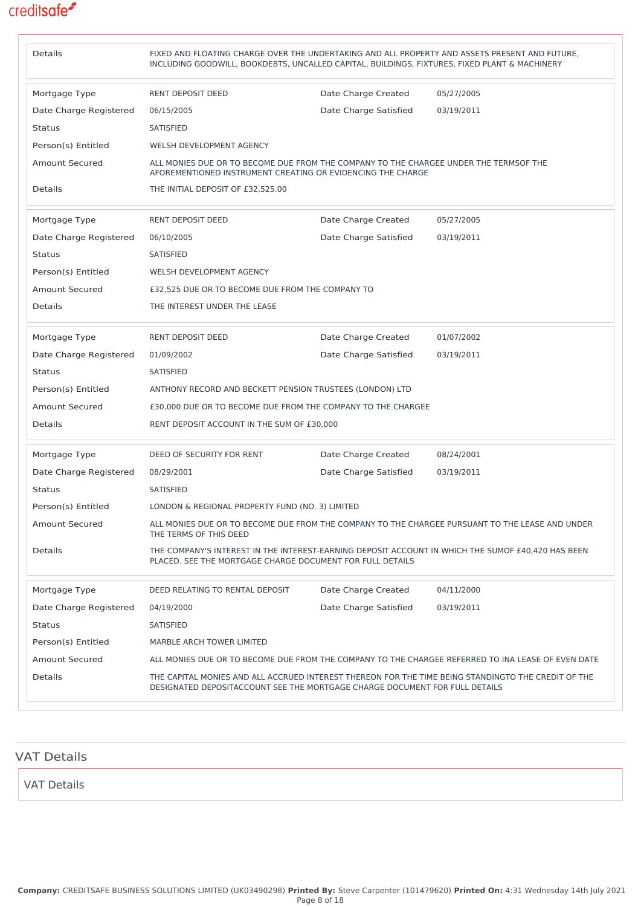| | | | |
|---|---|---|---|
| Details | FIXED AND FLOATING CHARGE OVER THE UNDERTAKING AND ALL PROPERTY AND ASSETS PRESENT AND FUTURE, INCLUDING GOODWILL, BOOKDEBTS, UNCALLED CAPITAL, BUILDINGS, FIXTURES, FIXED PLANT & MACHINERY | | |

| | | | |
|---|---|---|---|
| Mortgage Type | RENT DEPOSIT DEED | Date Charge Created | 05/27/2005 |
| Date Charge Registered | 06/15/2005 | Date Charge Satisfied | 03/19/2011 |
| Status | SATISFIED | | |
| Person(s) Entitled | WELSH DEVELOPMENT AGENCY | | |
| Amount Secured | ALL MONIES DUE OR TO BECOME DUE FROM THE COMPANY TO THE CHARGEE UNDER THE TERMSOF THE AFOREMENTIONED INSTRUMENT CREATING OR EVIDENCING THE CHARGE | | |
| Details | THE INITIAL DEPOSIT OF £32,525.00 | | |

| | | | |
|---|---|---|---|
| Mortgage Type | RENT DEPOSIT DEED | Date Charge Created | 05/27/2005 |
| Date Charge Registered | 06/10/2005 | Date Charge Satisfied | 03/19/2011 |
| Status | SATISFIED | | |
| Person(s) Entitled | WELSH DEVELOPMENT AGENCY | | |
| Amount Secured | £32,525 DUE OR TO BECOME DUE FROM THE COMPANY TO | | |
| Details | THE INTEREST UNDER THE LEASE | | |

| | | | |
|---|---|---|---|
| Mortgage Type | RENT DEPOSIT DEED | Date Charge Created | 01/07/2002 |
| Date Charge Registered | 01/09/2002 | Date Charge Satisfied | 03/19/2011 |
| Status | SATISFIED | | |
| Person(s) Entitled | ANTHONY RECORD AND BECKETT PENSION TRUSTEES (LONDON) LTD | | |
| Amount Secured | £30,000 DUE OR TO BECOME DUE FROM THE COMPANY TO THE CHARGEE | | |
| Details | RENT DEPOSIT ACCOUNT IN THE SUM OF £30,000 | | |

| | | | |
|---|---|---|---|
| Mortgage Type | DEED OF SECURITY FOR RENT | Date Charge Created | 08/24/2001 |
| Date Charge Registered | 08/29/2001 | Date Charge Satisfied | 03/19/2011 |
| Status | SATISFIED | | |
| Person(s) Entitled | LONDON & REGIONAL PROPERTY FUND (NO. 3) LIMITED | | |
| Amount Secured | ALL MONIES DUE OR TO BECOME DUE FROM THE COMPANY TO THE CHARGEE PURSUANT TO THE LEASE AND UNDER THE TERMS OF THIS DEED | | |
| Details | THE COMPANY'S INTEREST IN THE INTEREST-EARNING DEPOSIT ACCOUNT IN WHICH THE SUMOF £40,420 HAS BEEN PLACED. SEE THE MORTGAGE CHARGE DOCUMENT FOR FULL DETAILS | | |

| | | | |
|---|---|---|---|
| Mortgage Type | DEED RELATING TO RENTAL DEPOSIT | Date Charge Created | 04/11/2000 |
| Date Charge Registered | 04/19/2000 | Date Charge Satisfied | 03/19/2011 |
| Status | SATISFIED | | |
| Person(s) Entitled | MARBLE ARCH TOWER LIMITED | | |
| Amount Secured | ALL MONIES DUE OR TO BECOME DUE FROM THE COMPANY TO THE CHARGEE REFERRED TO INA LEASE OF EVEN DATE | | |
| Details | THE CAPITAL MONIES AND ALL ACCRUED INTEREST THEREON FOR THE TIME BEING STANDINGTO THE CREDIT OF THE DESIGNATED DEPOSITACCOUNT SEE THE MORTGAGE CHARGE DOCUMENT FOR FULL DETAILS | | |

## VAT Details

### VAT Details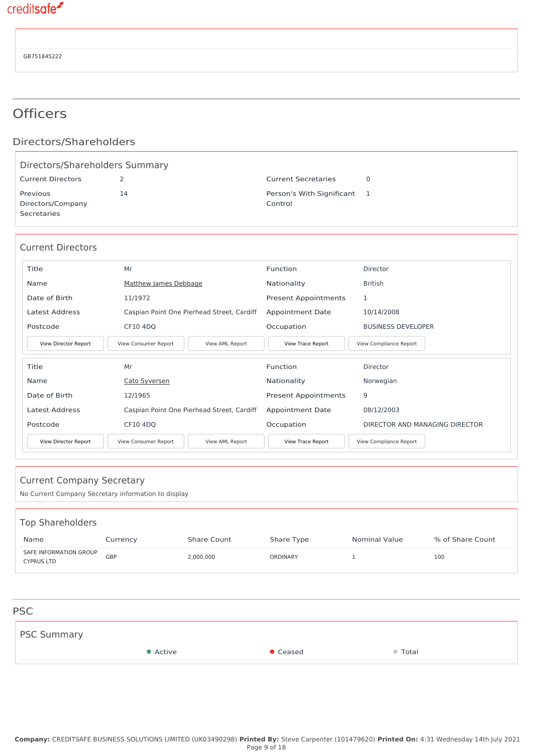GB751845222

# Officers

## Directors/Shareholders

### Directors/Shareholders Summary

| | | | |
|---|---|---|---|
| Current Directors | 2 | Current Secretaries | 0 |
| Previous Directors/Company Secretaries | 14 | Person's With Significant Control | 1 |

### Current Directors

| | | | |
|---|---|---|---|
| Title | Mr | Function | Director |
| Name | Matthew James Debbage | Nationality | British |
| Date of Birth | 11/1972 | Present Appointments | 1 |
| Latest Address | Caspian Point One Pierhead Street, Cardiff | Appointment Date | 10/14/2008 |
| Postcode | CF10 4DQ | Occupation | BUSINESS DEVELOPER |

View Director Report | View Consumer Report | View AML Report | View Trace Report | View Compliance Report

| | | | |
|---|---|---|---|
| Title | Mr | Function | Director |
| Name | Cato Syversen | Nationality | Norwegian |
| Date of Birth | 12/1965 | Present Appointments | 9 |
| Latest Address | Caspian Point One Pierhead Street, Cardiff | Appointment Date | 08/12/2003 |
| Postcode | CF10 4DQ | Occupation | DIRECTOR AND MANAGING DIRECTOR |

View Director Report | View Consumer Report | View AML Report | View Trace Report | View Compliance Report

### Current Company Secretary

No Current Company Secretary information to display

### Top Shareholders

| Name | Currency | Share Count | Share Type | Nominal Value | % of Share Count |
|---|---|---|---|---|---|
| SAFE INFORMATION GROUP CYPRUS LTD | GBP | 2,000,000 | ORDINARY | 1 | 100 |

## PSC

### PSC Summary

Active | Ceased | Total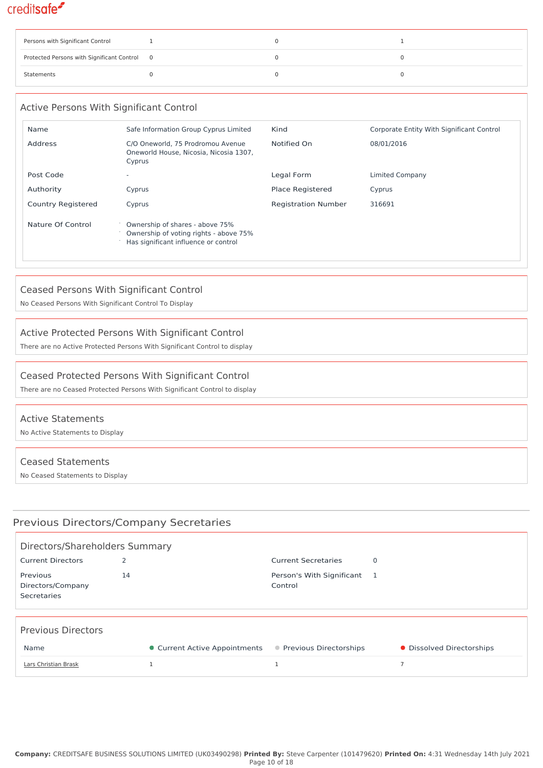| | | | |
|---|---|---|---|
| Persons with Significant Control | 1 | 0 | 1 |
| Protected Persons with Significant Control | 0 | 0 | 0 |
| Statements | 0 | 0 | 0 |

## Active Persons With Significant Control

| | | | |
|---|---|---|---|
| Name | Safe Information Group Cyprus Limited | Kind | Corporate Entity With Significant Control |
| Address | C/O Oneworld, 75 Prodromou Avenue Oneworld House, Nicosia, Nicosia 1307, Cyprus | Notified On | 08/01/2016 |
| Post Code | - | Legal Form | Limited Company |
| Authority | Cyprus | Place Registered | Cyprus |
| Country Registered | Cyprus | Registration Number | 316691 |
| Nature Of Control | Ownership of shares - above 75%<br>Ownership of voting rights - above 75%<br>Has significant influence or control | | |

## Ceased Persons With Significant Control

No Ceased Persons With Significant Control To Display

## Active Protected Persons With Significant Control

There are no Active Protected Persons With Significant Control to display

## Ceased Protected Persons With Significant Control

There are no Ceased Protected Persons With Significant Control to display

## Active Statements

No Active Statements to Display

## Ceased Statements

No Ceased Statements to Display

# Previous Directors/Company Secretaries

## Directors/Shareholders Summary

| | | | |
|---|---|---|---|
| Current Directors | 2 | Current Secretaries | 0 |
| Previous Directors/Company Secretaries | 14 | Person's With Significant Control | 1 |

## Previous Directors

| Name | Current Active Appointments | Previous Directorships | Dissolved Directorships |
|---|---|---|---|
| Lars Christian Brask | 1 | 1 | 7 |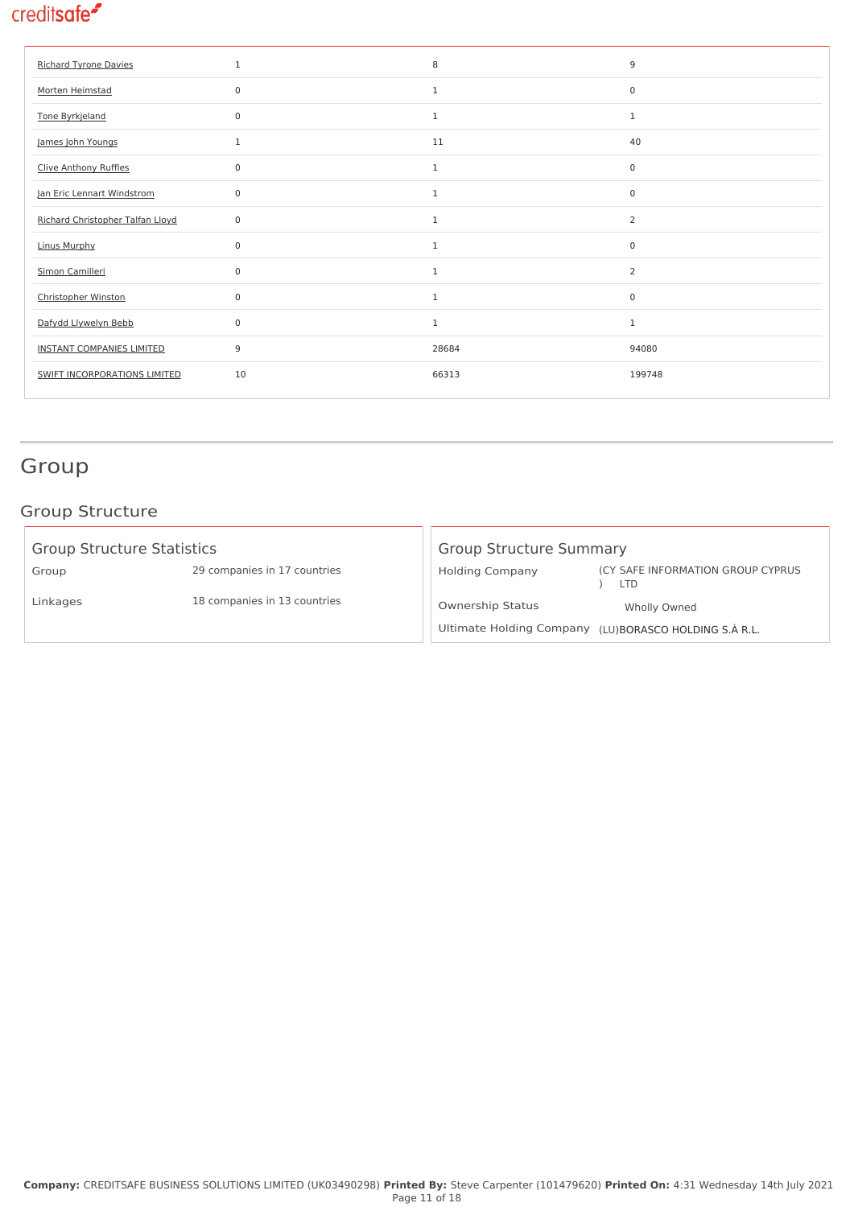| | | | |
|---|---|---|---|
| Richard Tyrone Davies | 1 | 8 | 9 |
| Morten Heimstad | 0 | 1 | 0 |
| Tone Byrkjeland | 0 | 1 | 1 |
| James John Youngs | 1 | 11 | 40 |
| Clive Anthony Ruffles | 0 | 1 | 0 |
| Jan Eric Lennart Windstrom | 0 | 1 | 0 |
| Richard Christopher Talfan Lloyd | 0 | 1 | 2 |
| Linus Murphy | 0 | 1 | 0 |
| Simon Camilleri | 0 | 1 | 2 |
| Christopher Winston | 0 | 1 | 0 |
| Dafydd Llywelyn Bebb | 0 | 1 | 1 |
| INSTANT COMPANIES LIMITED | 9 | 28684 | 94080 |
| SWIFT INCORPORATIONS LIMITED | 10 | 66313 | 199748 |

# Group

## Group Structure

### Group Structure Statistics

| | |
|---|---|
| Group | 29 companies in 17 countries |
| Linkages | 18 companies in 13 countries |

### Group Structure Summary

| | |
|---|---|
| Holding Company | (CY) SAFE INFORMATION GROUP CYPRUS LTD |
| Ownership Status | Wholly Owned |
| Ultimate Holding Company | (LU) BORASCO HOLDING S.À R.L. |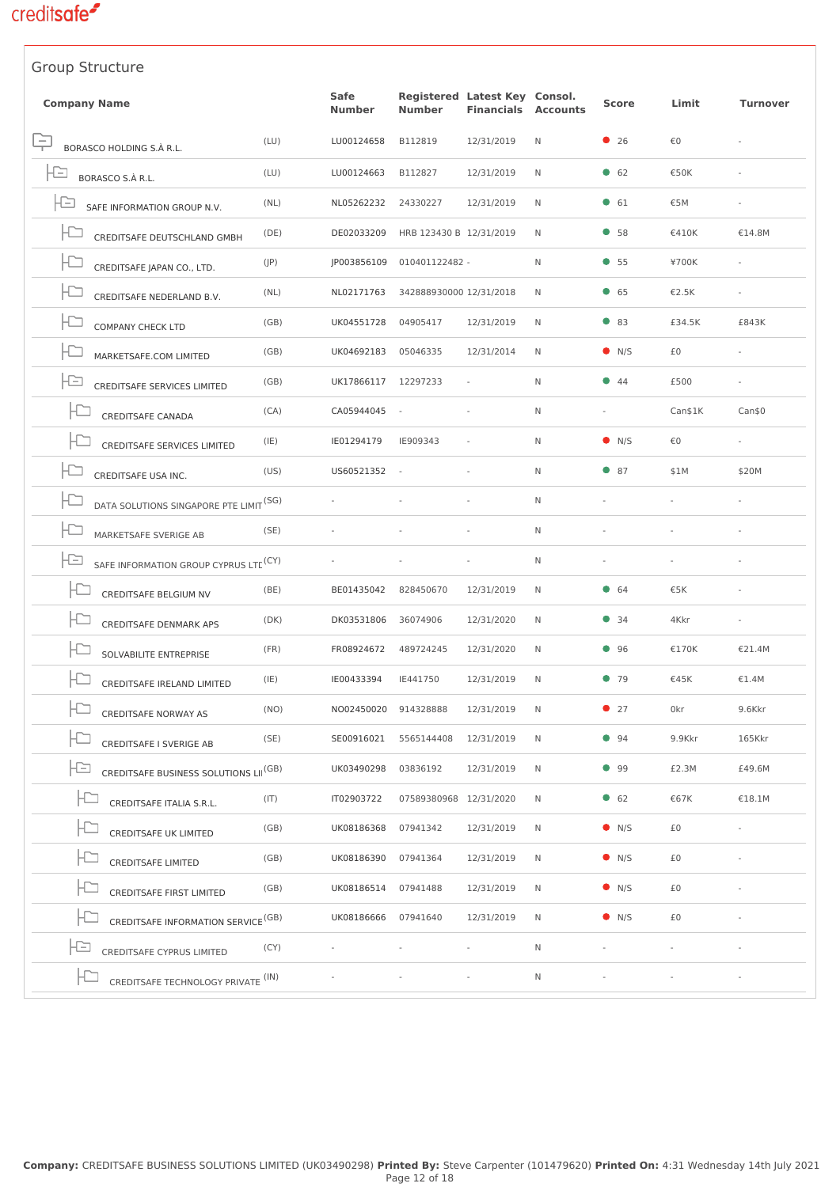## Group Structure

| Company Name | | Safe Number | Registered Number | Latest Key Financials | Consol. Accounts | Score | Limit | Turnover |
|---|---|---|---|---|---|---|---|---|
| BORASCO HOLDING S.À R.L. | (LU) | LU00124658 | B112819 | 12/31/2019 | N | 26 | €0 | - |
| BORASCO S.À R.L. | (LU) | LU00124663 | B112827 | 12/31/2019 | N | 62 | €50K | - |
| SAFE INFORMATION GROUP N.V. | (NL) | NL05262232 | 24330227 | 12/31/2019 | N | 61 | €5M | - |
| CREDITSAFE DEUTSCHLAND GMBH | (DE) | DE02033209 | HRB 123430 B | 12/31/2019 | N | 58 | €410K | €14.8M |
| CREDITSAFE JAPAN CO., LTD. | (JP) | JP003856109 | 010401122482 | - | N | 55 | ¥700K | - |
| CREDITSAFE NEDERLAND B.V. | (NL) | NL02171763 | 342888930000 | 12/31/2018 | N | 65 | €2.5K | - |
| COMPANY CHECK LTD | (GB) | UK04551728 | 04905417 | 12/31/2019 | N | 83 | £34.5K | £843K |
| MARKETSAFE.COM LIMITED | (GB) | UK04692183 | 05046335 | 12/31/2014 | N | N/S | £0 | - |
| CREDITSAFE SERVICES LIMITED | (GB) | UK17866117 | 12297233 | - | N | 44 | £500 | - |
| CREDITSAFE CANADA | (CA) | CA05944045 | - | - | N | - | Can$1K | Can$0 |
| CREDITSAFE SERVICES LIMITED | (IE) | IE01294179 | IE909343 | - | N | N/S | €0 | - |
| CREDITSAFE USA INC. | (US) | US60521352 | - | - | N | 87 | $1M | $20M |
| DATA SOLUTIONS SINGAPORE PTE LIMIT | (SG) | - | - | - | N | - | - | - |
| MARKETSAFE SVERIGE AB | (SE) | - | - | - | N | - | - | - |
| SAFE INFORMATION GROUP CYPRUS LTD | (CY) | - | - | - | N | - | - | - |
| CREDITSAFE BELGIUM NV | (BE) | BE01435042 | 828450670 | 12/31/2019 | N | 64 | €5K | - |
| CREDITSAFE DENMARK APS | (DK) | DK03531806 | 36074906 | 12/31/2020 | N | 34 | 4Kkr | - |
| SOLVABILITE ENTREPRISE | (FR) | FR08924672 | 489724245 | 12/31/2020 | N | 96 | €170K | €21.4M |
| CREDITSAFE IRELAND LIMITED | (IE) | IE00433394 | IE441750 | 12/31/2019 | N | 79 | €45K | €1.4M |
| CREDITSAFE NORWAY AS | (NO) | NO02450020 | 914328888 | 12/31/2019 | N | 27 | 0kr | 9.6Kkr |
| CREDITSAFE I SVERIGE AB | (SE) | SE00916021 | 5565144408 | 12/31/2019 | N | 94 | 9.9Kkr | 165Kkr |
| CREDITSAFE BUSINESS SOLUTIONS LI | (GB) | UK03490298 | 03836192 | 12/31/2019 | N | 99 | £2.3M | £49.6M |
| CREDITSAFE ITALIA S.R.L. | (IT) | IT02903722 | 07589380968 | 12/31/2020 | N | 62 | €67K | €18.1M |
| CREDITSAFE UK LIMITED | (GB) | UK08186368 | 07941342 | 12/31/2019 | N | N/S | £0 | - |
| CREDITSAFE LIMITED | (GB) | UK08186390 | 07941364 | 12/31/2019 | N | N/S | £0 | - |
| CREDITSAFE FIRST LIMITED | (GB) | UK08186514 | 07941488 | 12/31/2019 | N | N/S | £0 | - |
| CREDITSAFE INFORMATION SERVICE | (GB) | UK08186666 | 07941640 | 12/31/2019 | N | N/S | £0 | - |
| CREDITSAFE CYPRUS LIMITED | (CY) | - | - | - | N | - | - | - |
| CREDITSAFE TECHNOLOGY PRIVATE | (IN) | - | - | - | N | - | - | - |

**Company:** CREDITSAFE BUSINESS SOLUTIONS LIMITED (UK03490298) **Printed By:** Steve Carpenter (101479620) **Printed On:** 4:31 Wednesday 14th July 2021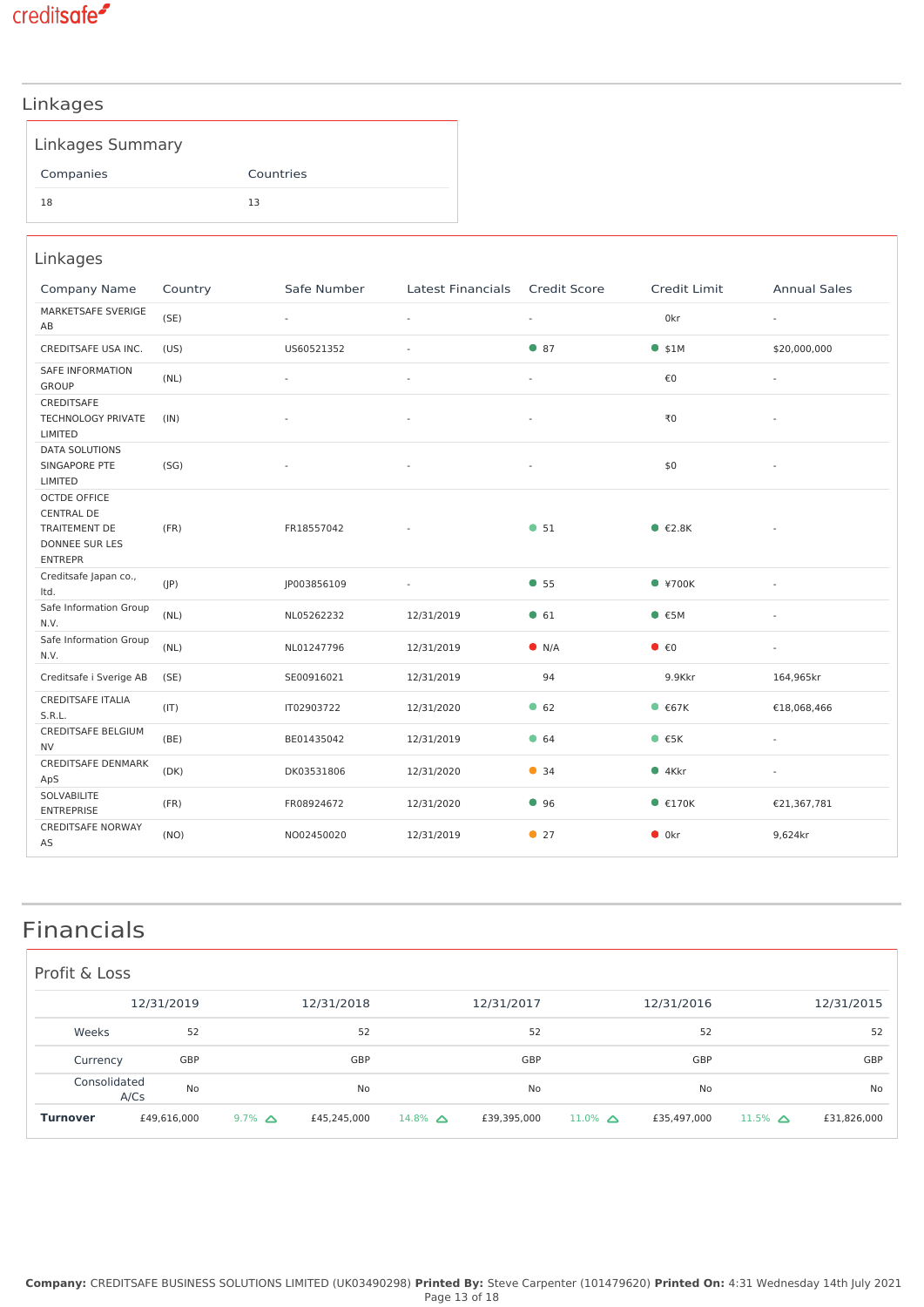## Linkages

### Linkages Summary

| Companies | Countries |
|---|---|
| 18 | 13 |

### Linkages

| Company Name | Country | Safe Number | Latest Financials | Credit Score | Credit Limit | Annual Sales |
|---|---|---|---|---|---|---|
| MARKETSAFE SVERIGE AB | (SE) | - | - | - | 0kr | - |
| CREDITSAFE USA INC. | (US) | US60521352 | - | 87 | $1M | $20,000,000 |
| SAFE INFORMATION GROUP | (NL) | - | - | - | €0 | - |
| CREDITSAFE TECHNOLOGY PRIVATE LIMITED | (IN) | - | - | - | ₹0 | - |
| DATA SOLUTIONS SINGAPORE PTE LIMITED | (SG) | - | - | - | $0 | - |
| OCTDE OFFICE CENTRAL DE TRAITEMENT DE DONNEE SUR LES ENTREPR | (FR) | FR18557042 | - | 51 | €2.8K | - |
| Creditsafe Japan co., ltd. | (JP) | JP003856109 | - | 55 | ¥700K | - |
| Safe Information Group N.V. | (NL) | NL05262232 | 12/31/2019 | 61 | €5M | - |
| Safe Information Group N.V. | (NL) | NL01247796 | 12/31/2019 | N/A | €0 | - |
| Creditsafe i Sverige AB | (SE) | SE00916021 | 12/31/2019 | 94 | 9.9Kkr | 164,965kr |
| CREDITSAFE ITALIA S.R.L. | (IT) | IT02903722 | 12/31/2020 | 62 | €67K | €18,068,466 |
| CREDITSAFE BELGIUM NV | (BE) | BE01435042 | 12/31/2019 | 64 | €5K | - |
| CREDITSAFE DENMARK ApS | (DK) | DK03531806 | 12/31/2020 | 34 | 4Kkr | - |
| SOLVABILITE ENTREPRISE | (FR) | FR08924672 | 12/31/2020 | 96 | €170K | €21,367,781 |
| CREDITSAFE NORWAY AS | (NO) | NO02450020 | 12/31/2019 | 27 | 0kr | 9,624kr |

# Financials

### Profit & Loss

| | 12/31/2019 | | 12/31/2018 | | 12/31/2017 | | 12/31/2016 | | 12/31/2015 |
|---|---|---|---|---|---|---|---|---|---|
| Weeks | 52 | | 52 | | 52 | | 52 | | 52 |
| Currency | GBP | | GBP | | GBP | | GBP | | GBP |
| Consolidated A/Cs | No | | No | | No | | No | | No |
| **Turnover** | £49,616,000 | 9.7% | £45,245,000 | 14.8% | £39,395,000 | 11.0% | £35,497,000 | 11.5% | £31,826,000 |

**Company:** CREDITSAFE BUSINESS SOLUTIONS LIMITED (UK03490298) **Printed By:** Steve Carpenter (101479620) **Printed On:** 4:31 Wednesday 14th July 2021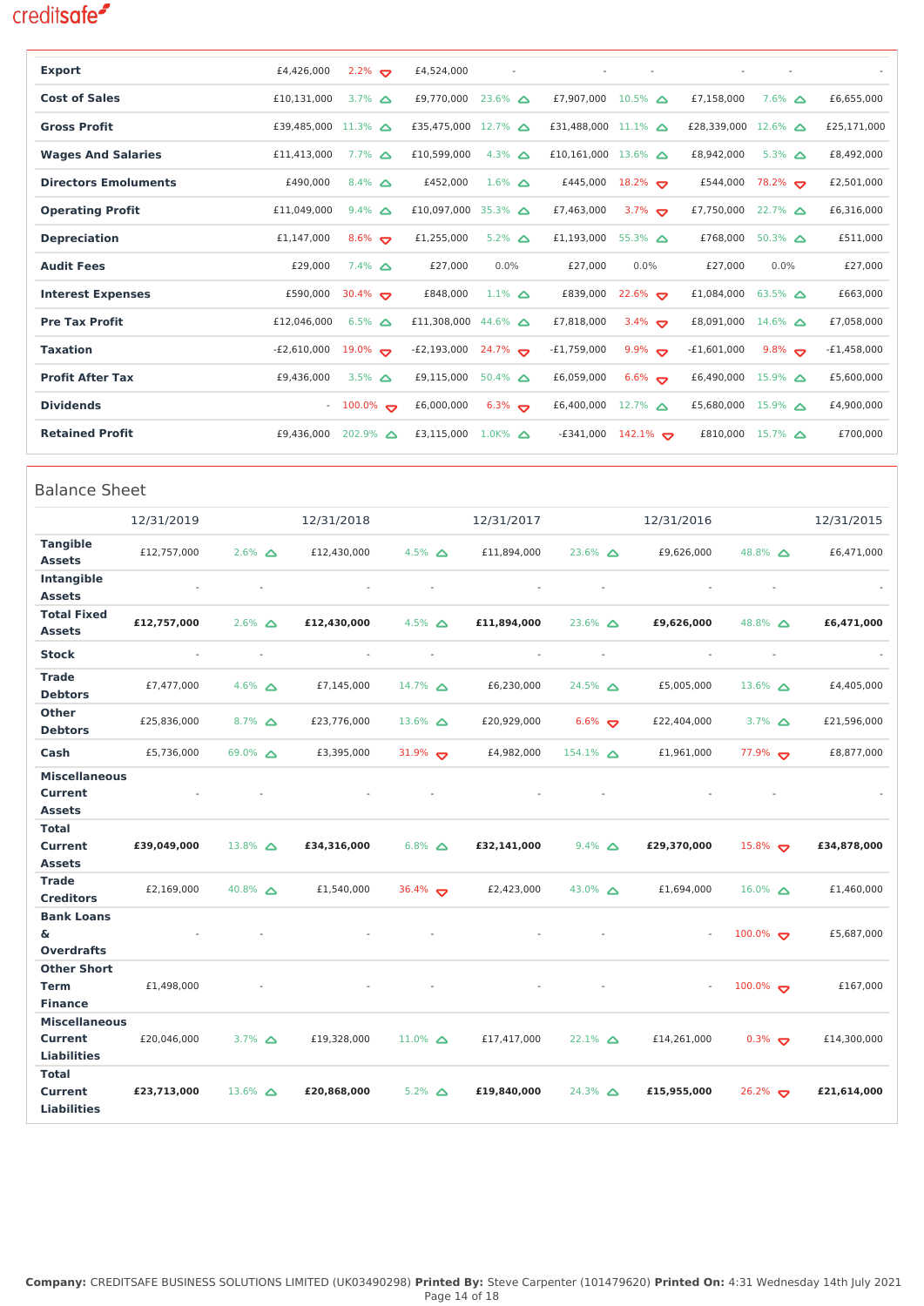| | | | | | | | | | | | | |
|---|---|---|---|---|---|---|---|---|---|---|---|---|
| **Export** | £4,426,000 | 2.2% | ▽ | £4,524,000 | - | | - | - | | - | - | - |
| **Cost of Sales** | £10,131,000 | 3.7% | △ | £9,770,000 | 23.6% | △ | £7,907,000 | 10.5% | △ | £7,158,000 | 7.6% △ | £6,655,000 |
| **Gross Profit** | £39,485,000 | 11.3% | △ | £35,475,000 | 12.7% | △ | £31,488,000 | 11.1% | △ | £28,339,000 | 12.6% △ | £25,171,000 |
| **Wages And Salaries** | £11,413,000 | 7.7% | △ | £10,599,000 | 4.3% | △ | £10,161,000 | 13.6% | △ | £8,942,000 | 5.3% △ | £8,492,000 |
| **Directors Emoluments** | £490,000 | 8.4% | △ | £452,000 | 1.6% | △ | £445,000 | 18.2% | ▽ | £544,000 | 78.2% ▽ | £2,501,000 |
| **Operating Profit** | £11,049,000 | 9.4% | △ | £10,097,000 | 35.3% | △ | £7,463,000 | 3.7% | ▽ | £7,750,000 | 22.7% △ | £6,316,000 |
| **Depreciation** | £1,147,000 | 8.6% | ▽ | £1,255,000 | 5.2% | △ | £1,193,000 | 55.3% | △ | £768,000 | 50.3% △ | £511,000 |
| **Audit Fees** | £29,000 | 7.4% | △ | £27,000 | 0.0% | | £27,000 | 0.0% | | £27,000 | 0.0% | £27,000 |
| **Interest Expenses** | £590,000 | 30.4% | ▽ | £848,000 | 1.1% | △ | £839,000 | 22.6% | ▽ | £1,084,000 | 63.5% △ | £663,000 |
| **Pre Tax Profit** | £12,046,000 | 6.5% | △ | £11,308,000 | 44.6% | △ | £7,818,000 | 3.4% | ▽ | £8,091,000 | 14.6% △ | £7,058,000 |
| **Taxation** | -£2,610,000 | 19.0% | ▽ | -£2,193,000 | 24.7% | ▽ | -£1,759,000 | 9.9% | ▽ | -£1,601,000 | 9.8% ▽ | -£1,458,000 |
| **Profit After Tax** | £9,436,000 | 3.5% | △ | £9,115,000 | 50.4% | △ | £6,059,000 | 6.6% | ▽ | £6,490,000 | 15.9% △ | £5,600,000 |
| **Dividends** | - | 100.0% | ▽ | £6,000,000 | 6.3% | ▽ | £6,400,000 | 12.7% | △ | £5,680,000 | 15.9% △ | £4,900,000 |
| **Retained Profit** | £9,436,000 | 202.9% | △ | £3,115,000 | 1.0K% | △ | -£341,000 | 142.1% | ▽ | £810,000 | 15.7% △ | £700,000 |

## Balance Sheet

| | 12/31/2019 | | 12/31/2018 | | 12/31/2017 | | 12/31/2016 | | 12/31/2015 |
|---|---|---|---|---|---|---|---|---|---|
| **Tangible Assets** | £12,757,000 | 2.6% △ | £12,430,000 | 4.5% △ | £11,894,000 | 23.6% △ | £9,626,000 | 48.8% △ | £6,471,000 |
| **Intangible Assets** | - | - | - | - | - | - | - | - | - |
| **Total Fixed Assets** | **£12,757,000** | 2.6% △ | **£12,430,000** | 4.5% △ | **£11,894,000** | 23.6% △ | **£9,626,000** | 48.8% △ | **£6,471,000** |
| **Stock** | - | - | - | - | - | - | - | - | - |
| **Trade Debtors** | £7,477,000 | 4.6% △ | £7,145,000 | 14.7% △ | £6,230,000 | 24.5% △ | £5,005,000 | 13.6% △ | £4,405,000 |
| **Other Debtors** | £25,836,000 | 8.7% △ | £23,776,000 | 13.6% △ | £20,929,000 | 6.6% ▽ | £22,404,000 | 3.7% △ | £21,596,000 |
| **Cash** | £5,736,000 | 69.0% △ | £3,395,000 | 31.9% ▽ | £4,982,000 | 154.1% △ | £1,961,000 | 77.9% ▽ | £8,877,000 |
| **Miscellaneous Current Assets** | - | - | - | - | - | - | - | - | - |
| **Total Current Assets** | **£39,049,000** | 13.8% △ | **£34,316,000** | 6.8% △ | **£32,141,000** | 9.4% △ | **£29,370,000** | 15.8% ▽ | **£34,878,000** |
| **Trade Creditors** | £2,169,000 | 40.8% △ | £1,540,000 | 36.4% ▽ | £2,423,000 | 43.0% △ | £1,694,000 | 16.0% △ | £1,460,000 |
| **Bank Loans & Overdrafts** | - | - | - | - | - | - | - | 100.0% ▽ | £5,687,000 |
| **Other Short Term Finance** | £1,498,000 | - | - | - | - | - | - | 100.0% ▽ | £167,000 |
| **Miscellaneous Current Liabilities** | £20,046,000 | 3.7% △ | £19,328,000 | 11.0% △ | £17,417,000 | 22.1% △ | £14,261,000 | 0.3% ▽ | £14,300,000 |
| **Total Current Liabilities** | **£23,713,000** | 13.6% △ | **£20,868,000** | 5.2% △ | **£19,840,000** | 24.3% △ | **£15,955,000** | 26.2% ▽ | **£21,614,000** |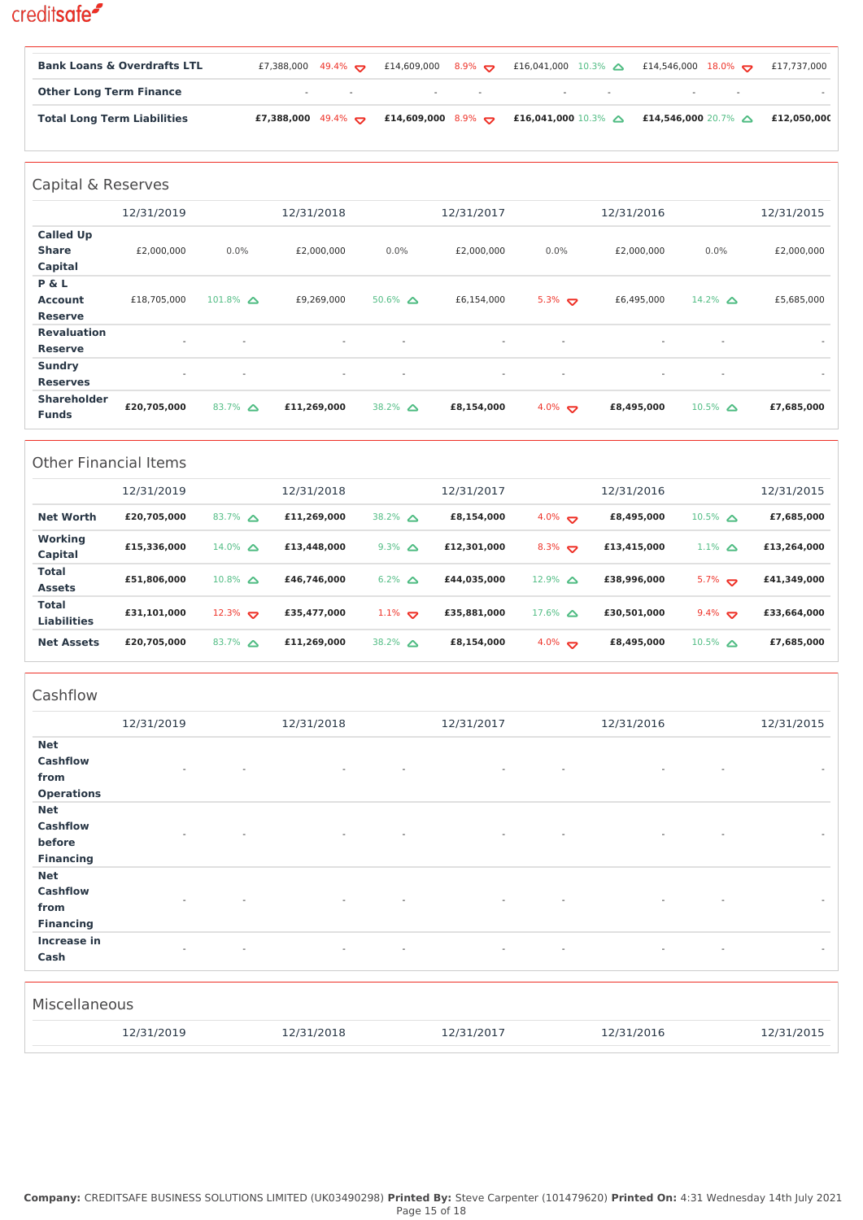| | | | | | | | | | |
|---|---|---|---|---|---|---|---|---|---|
| **Bank Loans & Overdrafts LTL** | £7,388,000 | 49.4% ▽ | £14,609,000 | 8.9% ▽ | £16,041,000 | 10.3% △ | £14,546,000 | 18.0% ▽ | £17,737,000 |
| **Other Long Term Finance** | - | - | - | - | - | - | - | - | - |
| **Total Long Term Liabilities** | **£7,388,000** | 49.4% ▽ | **£14,609,000** | 8.9% ▽ | **£16,041,000** | 10.3% △ | **£14,546,000** | 20.7% △ | **£12,050,000** |

## Capital & Reserves

| | 12/31/2019 | | 12/31/2018 | | 12/31/2017 | | 12/31/2016 | | 12/31/2015 |
|---|---|---|---|---|---|---|---|---|---|
| **Called Up Share Capital** | £2,000,000 | 0.0% | £2,000,000 | 0.0% | £2,000,000 | 0.0% | £2,000,000 | 0.0% | £2,000,000 |
| **P & L Account Reserve** | £18,705,000 | 101.8% △ | £9,269,000 | 50.6% △ | £6,154,000 | 5.3% ▽ | £6,495,000 | 14.2% △ | £5,685,000 |
| **Revaluation Reserve** | - | - | - | - | - | - | - | - | - |
| **Sundry Reserves** | - | - | - | - | - | - | - | - | - |
| **Shareholder Funds** | **£20,705,000** | 83.7% △ | **£11,269,000** | 38.2% △ | **£8,154,000** | 4.0% ▽ | **£8,495,000** | 10.5% △ | **£7,685,000** |

## Other Financial Items

| | 12/31/2019 | | 12/31/2018 | | 12/31/2017 | | 12/31/2016 | | 12/31/2015 |
|---|---|---|---|---|---|---|---|---|---|
| **Net Worth** | **£20,705,000** | 83.7% △ | **£11,269,000** | 38.2% △ | **£8,154,000** | 4.0% ▽ | **£8,495,000** | 10.5% △ | **£7,685,000** |
| **Working Capital** | **£15,336,000** | 14.0% △ | **£13,448,000** | 9.3% △ | **£12,301,000** | 8.3% ▽ | **£13,415,000** | 1.1% △ | **£13,264,000** |
| **Total Assets** | **£51,806,000** | 10.8% △ | **£46,746,000** | 6.2% △ | **£44,035,000** | 12.9% △ | **£38,996,000** | 5.7% ▽ | **£41,349,000** |
| **Total Liabilities** | **£31,101,000** | 12.3% ▽ | **£35,477,000** | 1.1% ▽ | **£35,881,000** | 17.6% △ | **£30,501,000** | 9.4% ▽ | **£33,664,000** |
| **Net Assets** | **£20,705,000** | 83.7% △ | **£11,269,000** | 38.2% △ | **£8,154,000** | 4.0% ▽ | **£8,495,000** | 10.5% △ | **£7,685,000** |

## Cashflow

| | 12/31/2019 | | 12/31/2018 | | 12/31/2017 | | 12/31/2016 | | 12/31/2015 |
|---|---|---|---|---|---|---|---|---|---|
| **Net Cashflow from Operations** | - | - | - | - | - | - | - | - | - |
| **Net Cashflow before Financing** | - | - | - | - | - | - | - | - | - |
| **Net Cashflow from Financing** | - | - | - | - | - | - | - | - | - |
| **Increase in Cash** | - | - | - | - | - | - | - | - | - |

## Miscellaneous

| 12/31/2019 | 12/31/2018 | 12/31/2017 | 12/31/2016 | 12/31/2015 |
|---|---|---|---|---|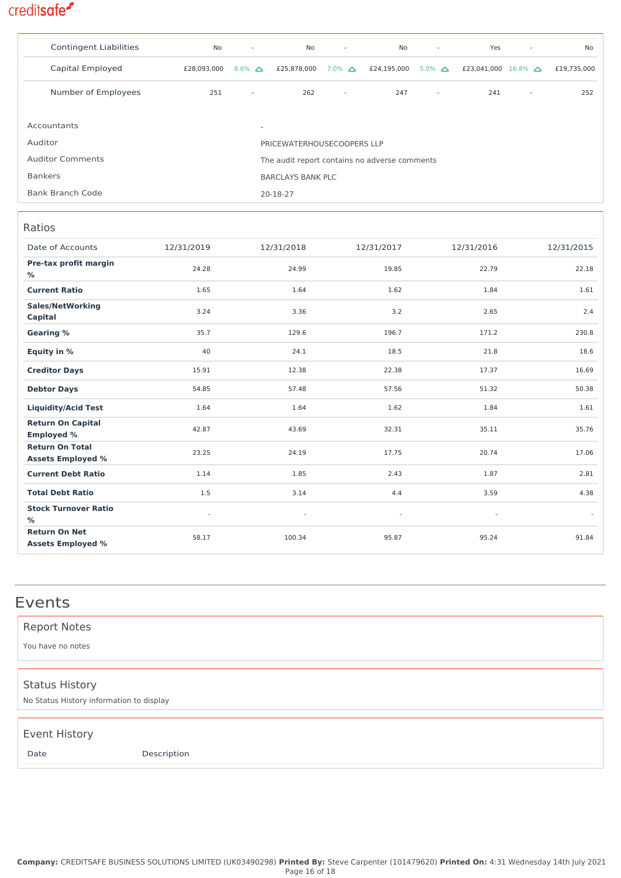| | | | | | | | | | |
|---|---|---|---|---|---|---|---|---|---|
| Contingent Liabilities | No | - | No | - | No | - | Yes | - | No |
| Capital Employed | £28,093,000 | 8.6% | £25,878,000 | 7.0% | £24,195,000 | 5.0% | £23,041,000 | 16.8% | £19,735,000 |
| Number of Employees | 251 | - | 262 | - | 247 | - | 241 | - | 252 |

| | |
|---|---|
| Accountants | - |
| Auditor | PRICEWATERHOUSECOOPERS LLP |
| Auditor Comments | The audit report contains no adverse comments |
| Bankers | BARCLAYS BANK PLC |
| Bank Branch Code | 20-18-27 |

## Ratios

| Date of Accounts | 12/31/2019 | 12/31/2018 | 12/31/2017 | 12/31/2016 | 12/31/2015 |
|---|---|---|---|---|---|
| **Pre-tax profit margin %** | 24.28 | 24.99 | 19.85 | 22.79 | 22.18 |
| **Current Ratio** | 1.65 | 1.64 | 1.62 | 1.84 | 1.61 |
| **Sales/NetWorking Capital** | 3.24 | 3.36 | 3.2 | 2.65 | 2.4 |
| **Gearing %** | 35.7 | 129.6 | 196.7 | 171.2 | 230.8 |
| **Equity in %** | 40 | 24.1 | 18.5 | 21.8 | 18.6 |
| **Creditor Days** | 15.91 | 12.38 | 22.38 | 17.37 | 16.69 |
| **Debtor Days** | 54.85 | 57.48 | 57.56 | 51.32 | 50.38 |
| **Liquidity/Acid Test** | 1.64 | 1.64 | 1.62 | 1.84 | 1.61 |
| **Return On Capital Employed %** | 42.87 | 43.69 | 32.31 | 35.11 | 35.76 |
| **Return On Total Assets Employed %** | 23.25 | 24.19 | 17.75 | 20.74 | 17.06 |
| **Current Debt Ratio** | 1.14 | 1.85 | 2.43 | 1.87 | 2.81 |
| **Total Debt Ratio** | 1.5 | 3.14 | 4.4 | 3.59 | 4.38 |
| **Stock Turnover Ratio %** | - | - | - | - | - |
| **Return On Net Assets Employed %** | 58.17 | 100.34 | 95.87 | 95.24 | 91.84 |

# Events

## Report Notes

You have no notes

## Status History

No Status History information to display

## Event History

| Date | Description |
|---|---|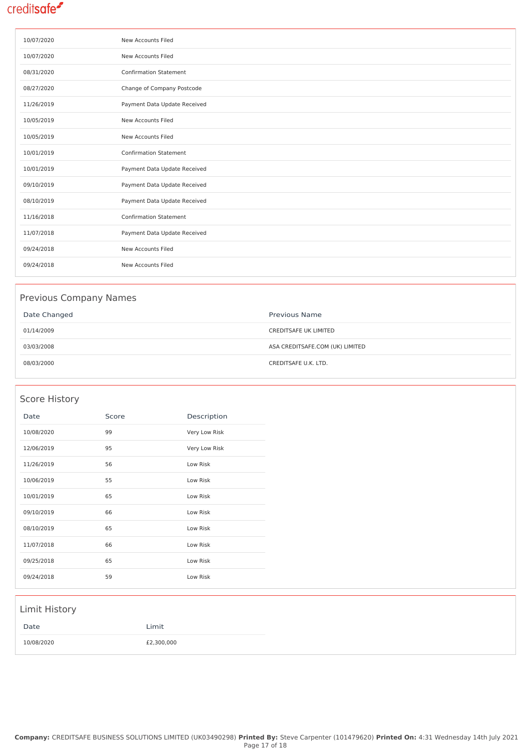| | |
|---|---|
| 10/07/2020 | New Accounts Filed |
| 10/07/2020 | New Accounts Filed |
| 08/31/2020 | Confirmation Statement |
| 08/27/2020 | Change of Company Postcode |
| 11/26/2019 | Payment Data Update Received |
| 10/05/2019 | New Accounts Filed |
| 10/05/2019 | New Accounts Filed |
| 10/01/2019 | Confirmation Statement |
| 10/01/2019 | Payment Data Update Received |
| 09/10/2019 | Payment Data Update Received |
| 08/10/2019 | Payment Data Update Received |
| 11/16/2018 | Confirmation Statement |
| 11/07/2018 | Payment Data Update Received |
| 09/24/2018 | New Accounts Filed |
| 09/24/2018 | New Accounts Filed |

## Previous Company Names

| Date Changed | Previous Name |
|---|---|
| 01/14/2009 | CREDITSAFE UK LIMITED |
| 03/03/2008 | ASA CREDITSAFE.COM (UK) LIMITED |
| 08/03/2000 | CREDITSAFE U.K. LTD. |

## Score History

| Date | Score | Description |
|---|---|---|
| 10/08/2020 | 99 | Very Low Risk |
| 12/06/2019 | 95 | Very Low Risk |
| 11/26/2019 | 56 | Low Risk |
| 10/06/2019 | 55 | Low Risk |
| 10/01/2019 | 65 | Low Risk |
| 09/10/2019 | 66 | Low Risk |
| 08/10/2019 | 65 | Low Risk |
| 11/07/2018 | 66 | Low Risk |
| 09/25/2018 | 65 | Low Risk |
| 09/24/2018 | 59 | Low Risk |

## Limit History

| Date | Limit |
|---|---|
| 10/08/2020 | £2,300,000 |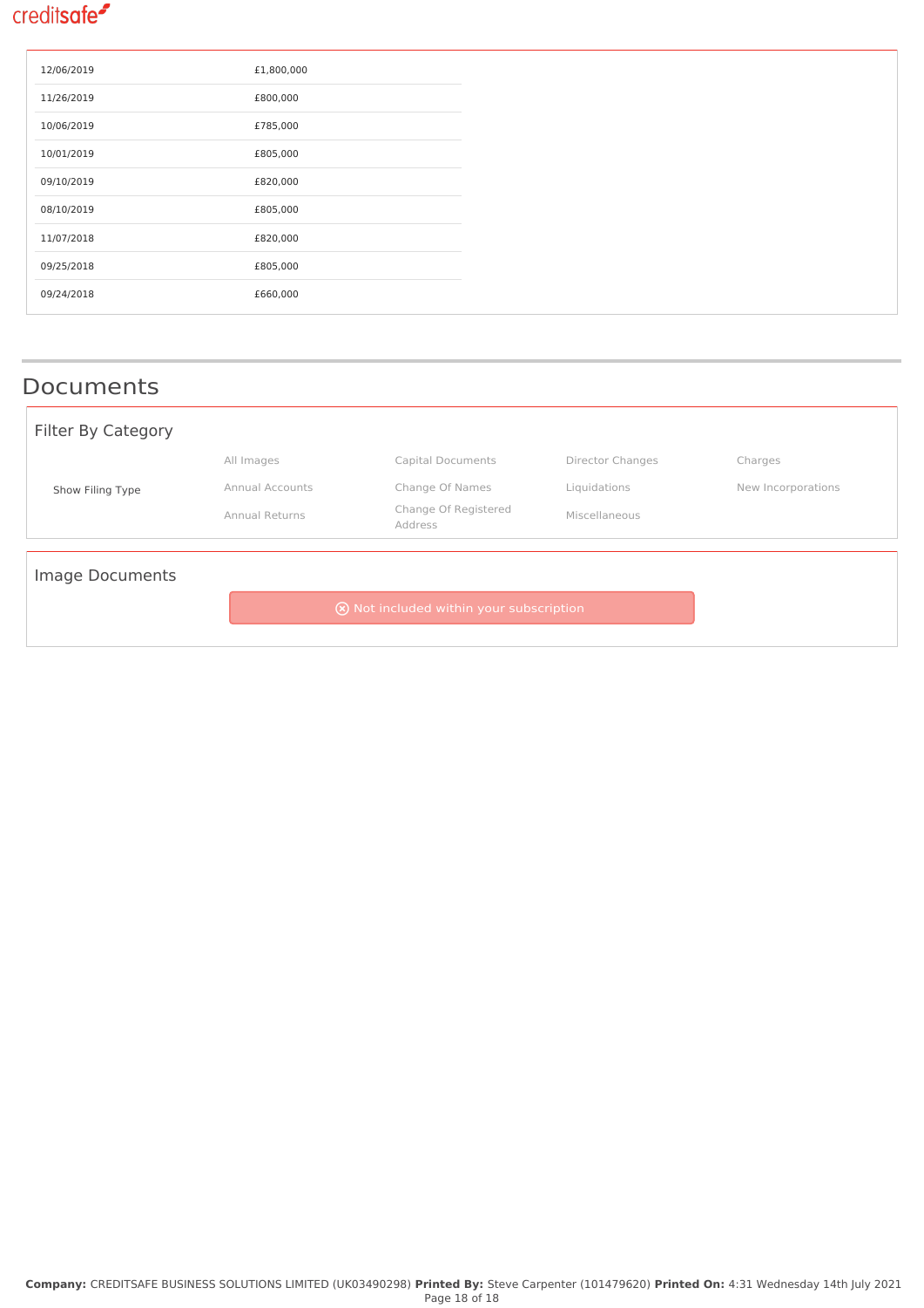| | |
|---|---|
| 12/06/2019 | £1,800,000 |
| 11/26/2019 | £800,000 |
| 10/06/2019 | £785,000 |
| 10/01/2019 | £805,000 |
| 09/10/2019 | £820,000 |
| 08/10/2019 | £805,000 |
| 11/07/2018 | £820,000 |
| 09/25/2018 | £805,000 |
| 09/24/2018 | £660,000 |

# Documents

## Filter By Category

| | | | | |
|---|---|---|---|---|
| | All Images | Capital Documents | Director Changes | Charges |
| Show Filing Type | Annual Accounts | Change Of Names | Liquidations | New Incorporations |
| | Annual Returns | Change Of Registered Address | Miscellaneous | |

## Image Documents

Not included within your subscription

**Company:** CREDITSAFE BUSINESS SOLUTIONS LIMITED (UK03490298) **Printed By:** Steve Carpenter (101479620) **Printed On:** 4:31 Wednesday 14th July 2021